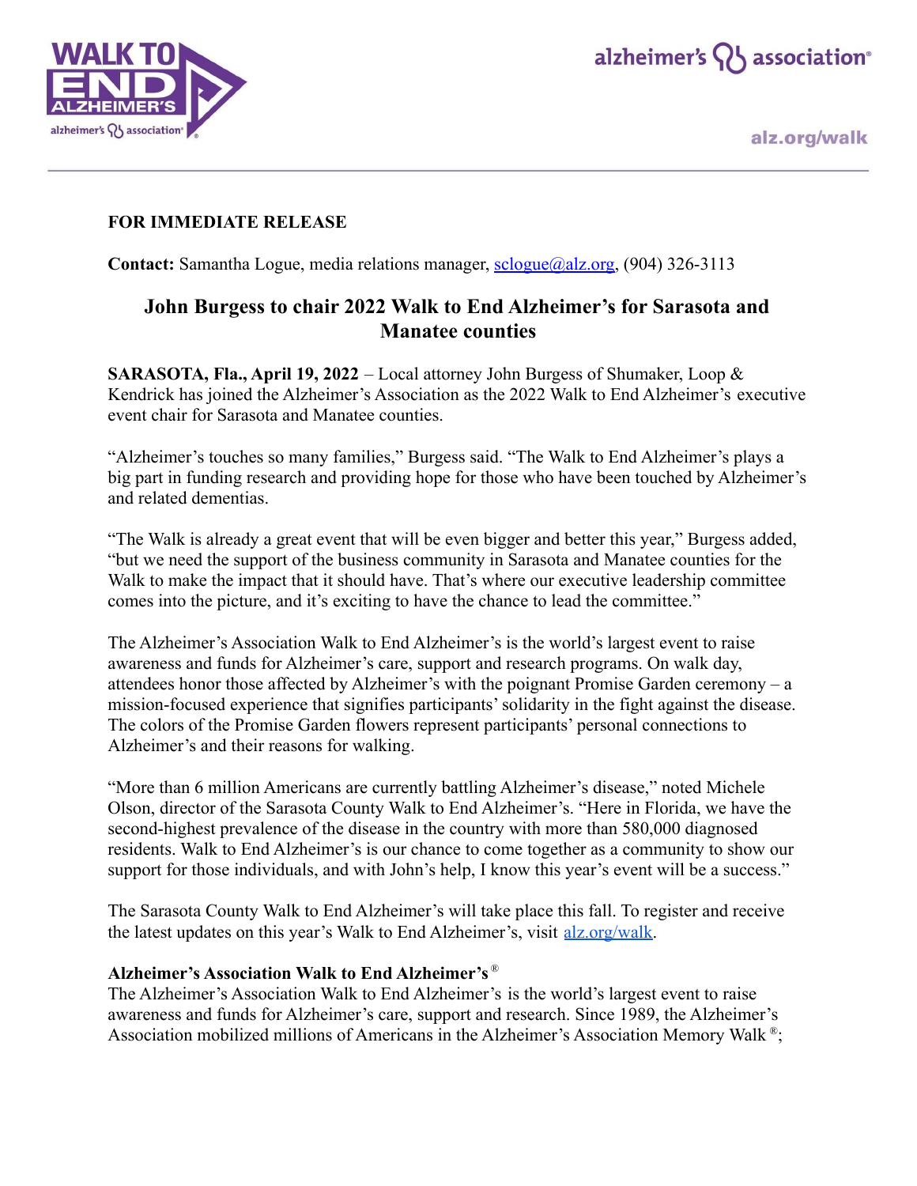**FOR IMMEDIATE RELEASE**

**Contact:** Samantha Logue, media relations manager, sclogue@alz.org, (904) 326-3113

## John Burgess to chair 2022 Walk to End Alzheimer's for Sarasota and Manatee counties

**SARASOTA, Fla., April 19, 2022** – Local attorney John Burgess of Shumaker, Loop & Kendrick has joined the Alzheimer's Association as the 2022 Walk to End Alzheimer's executive event chair for Sarasota and Manatee counties.

"Alzheimer's touches so many families," Burgess said. "The Walk to End Alzheimer's plays a big part in funding research and providing hope for those who have been touched by Alzheimer's and related dementias.

"The Walk is already a great event that will be even bigger and better this year," Burgess added, "but we need the support of the business community in Sarasota and Manatee counties for the Walk to make the impact that it should have. That's where our executive leadership committee comes into the picture, and it's exciting to have the chance to lead the committee."

The Alzheimer's Association Walk to End Alzheimer's is the world's largest event to raise awareness and funds for Alzheimer's care, support and research programs. On walk day, attendees honor those affected by Alzheimer's with the poignant Promise Garden ceremony – a mission-focused experience that signifies participants' solidarity in the fight against the disease. The colors of the Promise Garden flowers represent participants' personal connections to Alzheimer's and their reasons for walking.

"More than 6 million Americans are currently battling Alzheimer's disease," noted Michele Olson, director of the Sarasota County Walk to End Alzheimer's. "Here in Florida, we have the second-highest prevalence of the disease in the country with more than 580,000 diagnosed residents. Walk to End Alzheimer's is our chance to come together as a community to show our support for those individuals, and with John's help, I know this year's event will be a success."

The Sarasota County Walk to End Alzheimer's will take place this fall. To register and receive the latest updates on this year's Walk to End Alzheimer's, visit alz.org/walk.

**Alzheimer's Association Walk to End Alzheimer's®**
The Alzheimer's Association Walk to End Alzheimer's is the world's largest event to raise awareness and funds for Alzheimer's care, support and research. Since 1989, the Alzheimer's Association mobilized millions of Americans in the Alzheimer's Association Memory Walk®;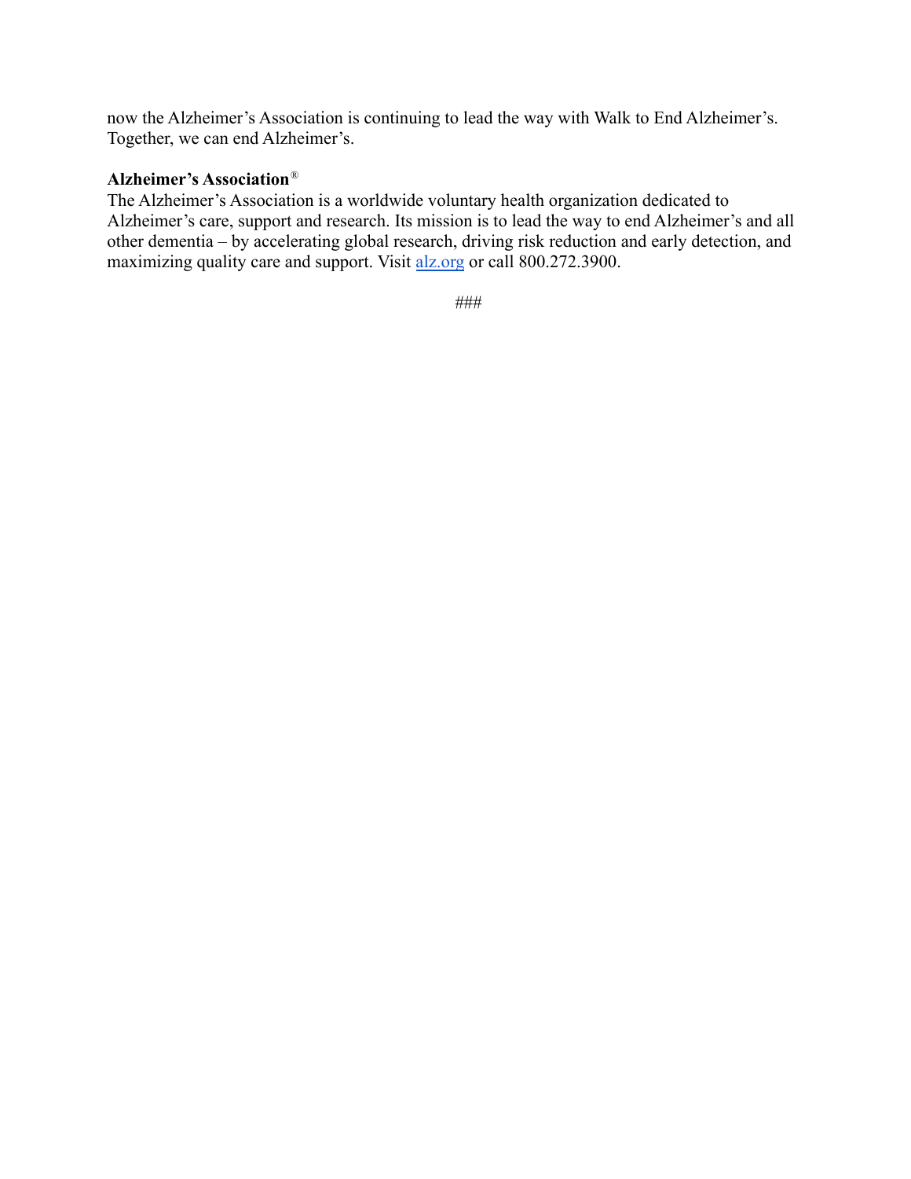now the Alzheimer's Association is continuing to lead the way with Walk to End Alzheimer's. Together, we can end Alzheimer's.

**Alzheimer's Association®**
The Alzheimer's Association is a worldwide voluntary health organization dedicated to Alzheimer's care, support and research. Its mission is to lead the way to end Alzheimer's and all other dementia – by accelerating global research, driving risk reduction and early detection, and maximizing quality care and support. Visit [alz.org](alz.org) or call 800.272.3900.

###